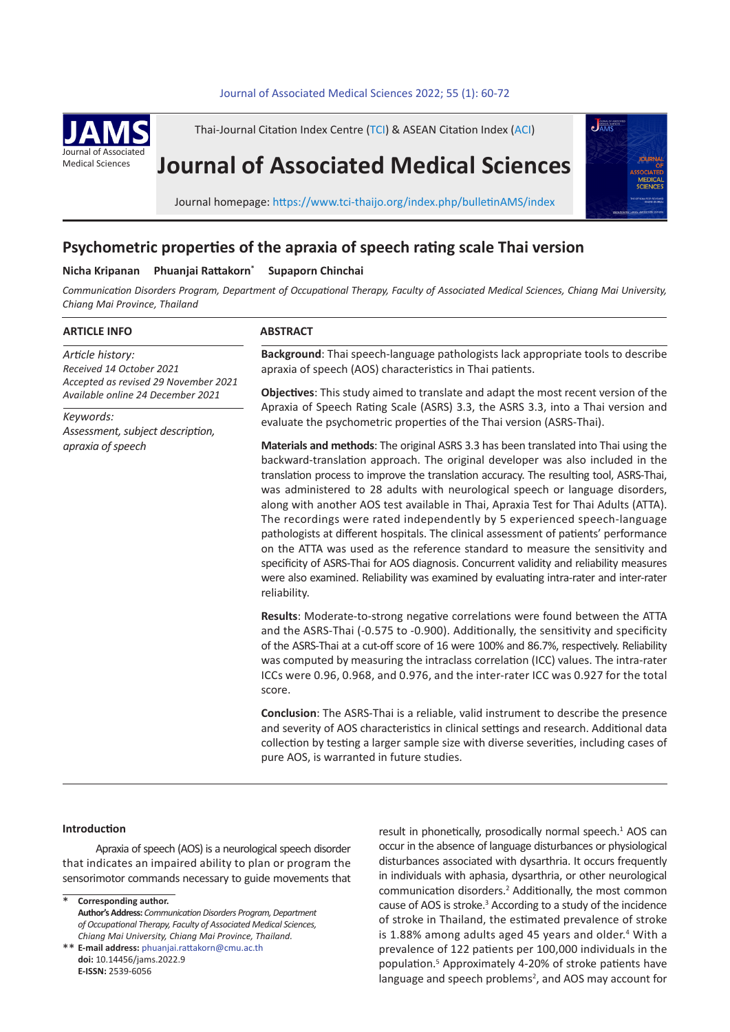# Psychometric properties of the apraxia of speech rating scale Thai version

**Nicha Kripanan** **Phuanjai Rattakorn*** **Supaporn Chinchai**

*Communication Disorders Program, Department of Occupational Therapy, Faculty of Associated Medical Sciences, Chiang Mai University, Chiang Mai Province, Thailand*

## ARTICLE INFO

*Article history:*
*Received 14 October 2021*
*Accepted as revised 29 November 2021*
*Available online 24 December 2021*

*Keywords:*
*Assessment, subject description, apraxia of speech*

## ABSTRACT

**Background**: Thai speech-language pathologists lack appropriate tools to describe apraxia of speech (AOS) characteristics in Thai patients.

**Objectives**: This study aimed to translate and adapt the most recent version of the Apraxia of Speech Rating Scale (ASRS) 3.3, the ASRS 3.3, into a Thai version and evaluate the psychometric properties of the Thai version (ASRS-Thai).

**Materials and methods**: The original ASRS 3.3 has been translated into Thai using the backward-translation approach. The original developer was also included in the translation process to improve the translation accuracy. The resulting tool, ASRS-Thai, was administered to 28 adults with neurological speech or language disorders, along with another AOS test available in Thai, Apraxia Test for Thai Adults (ATTA). The recordings were rated independently by 5 experienced speech-language pathologists at different hospitals. The clinical assessment of patients' performance on the ATTA was used as the reference standard to measure the sensitivity and specificity of ASRS-Thai for AOS diagnosis. Concurrent validity and reliability measures were also examined. Reliability was examined by evaluating intra-rater and inter-rater reliability.

**Results**: Moderate-to-strong negative correlations were found between the ATTA and the ASRS-Thai (-0.575 to -0.900). Additionally, the sensitivity and specificity of the ASRS-Thai at a cut-off score of 16 were 100% and 86.7%, respectively. Reliability was computed by measuring the intraclass correlation (ICC) values. The intra-rater ICCs were 0.96, 0.968, and 0.976, and the inter-rater ICC was 0.927 for the total score.

**Conclusion**: The ASRS-Thai is a reliable, valid instrument to describe the presence and severity of AOS characteristics in clinical settings and research. Additional data collection by testing a larger sample size with diverse severities, including cases of pure AOS, is warranted in future studies.

## Introduction

Apraxia of speech (AOS) is a neurological speech disorder that indicates an impaired ability to plan or program the sensorimotor commands necessary to guide movements that result in phonetically, prosodically normal speech.[1] AOS can occur in the absence of language disturbances or physiological disturbances associated with dysarthria. It occurs frequently in individuals with aphasia, dysarthria, or other neurological communication disorders.[2] Additionally, the most common cause of AOS is stroke.[3] According to a study of the incidence of stroke in Thailand, the estimated prevalence of stroke is 1.88% among adults aged 45 years and older.[4] With a prevalence of 122 patients per 100,000 individuals in the population.[5] Approximately 4-20% of stroke patients have language and speech problems[2], and AOS may account for

---

\* **Corresponding author.**
**Author's Address:** *Communication Disorders Program, Department of Occupational Therapy, Faculty of Associated Medical Sciences, Chiang Mai University, Chiang Mai Province, Thailand.*
\*\* **E-mail address:** phuanjai.rattakorn@cmu.ac.th
**doi:** 10.14456/jams.2022.9
**E-ISSN:** 2539-6056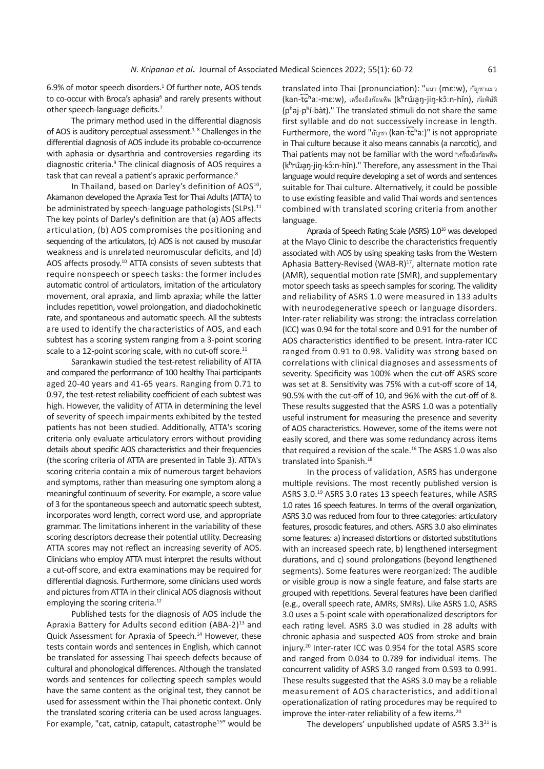6.9% of motor speech disorders.[1] Of further note, AOS tends to co-occur with Broca's aphasia[6] and rarely presents without other speech-language deficits.[7]

The primary method used in the differential diagnosis of AOS is auditory perceptual assessment.[1, 8] Challenges in the differential diagnosis of AOS include its probable co-occurrence with aphasia or dysarthria and controversies regarding its diagnostic criteria.[9] The clinical diagnosis of AOS requires a task that can reveal a patient's apraxic performance.[8]

In Thailand, based on Darley's definition of AOS[10], Akamanon developed the Apraxia Test for Thai Adults (ATTA) to be administrated by speech-language pathologists (SLPs).[11] The key points of Darley's definition are that (a) AOS affects articulation, (b) AOS compromises the positioning and sequencing of the articulators, (c) AOS is not caused by muscular weakness and is unrelated neuromuscular deficits, and (d) AOS affects prosody.[10] ATTA consists of seven subtests that require nonspeech or speech tasks: the former includes automatic control of articulators, imitation of the articulatory movement, oral apraxia, and limb apraxia; while the latter includes repetition, vowel prolongation, and diadochokinetic rate, and spontaneous and automatic speech. All the subtests are used to identify the characteristics of AOS, and each subtest has a scoring system ranging from a 3-point scoring scale to a 12-point scoring scale, with no cut-off score.[11]

Sarankawin studied the test-retest reliability of ATTA and compared the performance of 100 healthy Thai participants aged 20-40 years and 41-65 years. Ranging from 0.71 to 0.97, the test-retest reliability coefficient of each subtest was high. However, the validity of ATTA in determining the level of severity of speech impairments exhibited by the tested patients has not been studied. Additionally, ATTA's scoring criteria only evaluate articulatory errors without providing details about specific AOS characteristics and their frequencies (the scoring criteria of ATTA are presented in Table 3). ATTA's scoring criteria contain a mix of numerous target behaviors and symptoms, rather than measuring one symptom along a meaningful continuum of severity. For example, a score value of 3 for the spontaneous speech and automatic speech subtest, incorporates word length, correct word use, and appropriate grammar. The limitations inherent in the variability of these scoring descriptors decrease their potential utility. Decreasing ATTA scores may not reflect an increasing severity of AOS. Clinicians who employ ATTA must interpret the results without a cut-off score, and extra examinations may be required for differential diagnosis. Furthermore, some clinicians used words and pictures from ATTA in their clinical AOS diagnosis without employing the scoring criteria.[12]

Published tests for the diagnosis of AOS include the Apraxia Battery for Adults second edition (ABA-2)[13] and Quick Assessment for Apraxia of Speech.[14] However, these tests contain words and sentences in English, which cannot be translated for assessing Thai speech defects because of cultural and phonological differences. Although the translated words and sentences for collecting speech samples would have the same content as the original test, they cannot be used for assessment within the Thai phonetic context. Only the translated scoring criteria can be used across languages. For example, "cat, catnip, catapult, catastrophe[15]" would be translated into Thai (pronunciation): "แมว (mɛːw), กัญชาแมว (kan-t͡ɕʰaː-mɛːw), เครื่องยิงก้อนหิน (kʰrɯ̂aŋ-jiŋ-kɔ̂ːn-hǐn), ภัยพิบัติ (pʰaj-pʰí-bàt)." The translated stimuli do not share the same first syllable and do not successively increase in length. Furthermore, the word "กัญชา (kan-t͡ɕʰaː)" is not appropriate in Thai culture because it also means cannabis (a narcotic), and Thai patients may not be familiar with the word "เครื่องยิงก้อนหิน (kʰrɯ̂aŋ-jiŋ-kɔ̂ːn-hǐn)." Therefore, any assessment in the Thai language would require developing a set of words and sentences suitable for Thai culture. Alternatively, it could be possible to use existing feasible and valid Thai words and sentences combined with translated scoring criteria from another language.

Apraxia of Speech Rating Scale (ASRS) 1.0[16] was developed at the Mayo Clinic to describe the characteristics frequently associated with AOS by using speaking tasks from the Western Aphasia Battery-Revised (WAB-R)[17], alternate motion rate (AMR), sequential motion rate (SMR), and supplementary motor speech tasks as speech samples for scoring. The validity and reliability of ASRS 1.0 were measured in 133 adults with neurodegenerative speech or language disorders. Inter-rater reliability was strong: the intraclass correlation (ICC) was 0.94 for the total score and 0.91 for the number of AOS characteristics identified to be present. Intra-rater ICC ranged from 0.91 to 0.98. Validity was strong based on correlations with clinical diagnoses and assessments of severity. Specificity was 100% when the cut-off ASRS score was set at 8. Sensitivity was 75% with a cut-off score of 14, 90.5% with the cut-off of 10, and 96% with the cut-off of 8. These results suggested that the ASRS 1.0 was a potentially useful instrument for measuring the presence and severity of AOS characteristics. However, some of the items were not easily scored, and there was some redundancy across items that required a revision of the scale.[16] The ASRS 1.0 was also translated into Spanish.[18]

In the process of validation, ASRS has undergone multiple revisions. The most recently published version is ASRS 3.0.[19] ASRS 3.0 rates 13 speech features, while ASRS 1.0 rates 16 speech features. In terms of the overall organization, ASRS 3.0 was reduced from four to three categories: articulatory features, prosodic features, and others. ASRS 3.0 also eliminates some features: a) increased distortions or distorted substitutions with an increased speech rate, b) lengthened intersegment durations, and c) sound prolongations (beyond lengthened segments). Some features were reorganized: The audible or visible group is now a single feature, and false starts are grouped with repetitions. Several features have been clarified (e.g., overall speech rate, AMRs, SMRs). Like ASRS 1.0, ASRS 3.0 uses a 5-point scale with operationalized descriptors for each rating level. ASRS 3.0 was studied in 28 adults with chronic aphasia and suspected AOS from stroke and brain injury.[20] Inter-rater ICC was 0.954 for the total ASRS score and ranged from 0.034 to 0.789 for individual items. The concurrent validity of ASRS 3.0 ranged from 0.593 to 0.991. These results suggested that the ASRS 3.0 may be a reliable measurement of AOS characteristics, and additional operationalization of rating procedures may be required to improve the inter-rater reliability of a few items.[20]

The developers' unpublished update of ASRS 3.3[21] is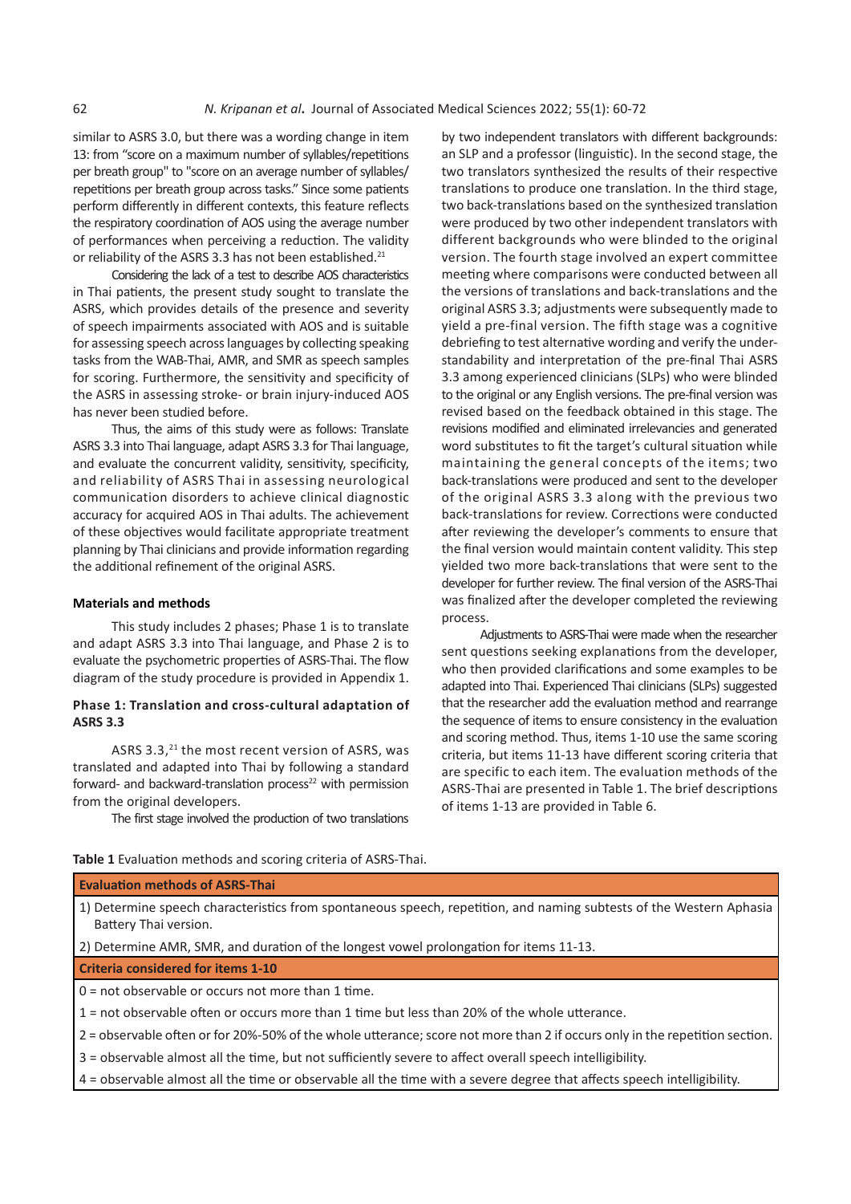similar to ASRS 3.0, but there was a wording change in item 13: from "score on a maximum number of syllables/repetitions per breath group" to "score on an average number of syllables/repetitions per breath group across tasks." Since some patients perform differently in different contexts, this feature reflects the respiratory coordination of AOS using the average number of performances when perceiving a reduction. The validity or reliability of the ASRS 3.3 has not been established.[21]

Considering the lack of a test to describe AOS characteristics in Thai patients, the present study sought to translate the ASRS, which provides details of the presence and severity of speech impairments associated with AOS and is suitable for assessing speech across languages by collecting speaking tasks from the WAB-Thai, AMR, and SMR as speech samples for scoring. Furthermore, the sensitivity and specificity of the ASRS in assessing stroke- or brain injury-induced AOS has never been studied before.

Thus, the aims of this study were as follows: Translate ASRS 3.3 into Thai language, adapt ASRS 3.3 for Thai language, and evaluate the concurrent validity, sensitivity, specificity, and reliability of ASRS Thai in assessing neurological communication disorders to achieve clinical diagnostic accuracy for acquired AOS in Thai adults. The achievement of these objectives would facilitate appropriate treatment planning by Thai clinicians and provide information regarding the additional refinement of the original ASRS.

## Materials and methods

This study includes 2 phases; Phase 1 is to translate and adapt ASRS 3.3 into Thai language, and Phase 2 is to evaluate the psychometric properties of ASRS-Thai. The flow diagram of the study procedure is provided in Appendix 1.

### Phase 1: Translation and cross-cultural adaptation of ASRS 3.3

ASRS 3.3,[21] the most recent version of ASRS, was translated and adapted into Thai by following a standard forward- and backward-translation process[22] with permission from the original developers.

The first stage involved the production of two translations by two independent translators with different backgrounds: an SLP and a professor (linguistic). In the second stage, the two translators synthesized the results of their respective translations to produce one translation. In the third stage, two back-translations based on the synthesized translation were produced by two other independent translators with different backgrounds who were blinded to the original version. The fourth stage involved an expert committee meeting where comparisons were conducted between all the versions of translations and back-translations and the original ASRS 3.3; adjustments were subsequently made to yield a pre-final version. The fifth stage was a cognitive debriefing to test alternative wording and verify the understandability and interpretation of the pre-final Thai ASRS 3.3 among experienced clinicians (SLPs) who were blinded to the original or any English versions. The pre-final version was revised based on the feedback obtained in this stage. The revisions modified and eliminated irrelevancies and generated word substitutes to fit the target's cultural situation while maintaining the general concepts of the items; two back-translations were produced and sent to the developer of the original ASRS 3.3 along with the previous two back-translations for review. Corrections were conducted after reviewing the developer's comments to ensure that the final version would maintain content validity. This step yielded two more back-translations that were sent to the developer for further review. The final version of the ASRS-Thai was finalized after the developer completed the reviewing process.

Adjustments to ASRS-Thai were made when the researcher sent questions seeking explanations from the developer, who then provided clarifications and some examples to be adapted into Thai. Experienced Thai clinicians (SLPs) suggested that the researcher add the evaluation method and rearrange the sequence of items to ensure consistency in the evaluation and scoring method. Thus, items 1-10 use the same scoring criteria, but items 11-13 have different scoring criteria that are specific to each item. The evaluation methods of the ASRS-Thai are presented in Table 1. The brief descriptions of items 1-13 are provided in Table 6.

**Table 1** Evaluation methods and scoring criteria of ASRS-Thai.

| **Evaluation methods of ASRS-Thai** |
|---|
| 1) Determine speech characteristics from spontaneous speech, repetition, and naming subtests of the Western Aphasia Battery Thai version. |
| 2) Determine AMR, SMR, and duration of the longest vowel prolongation for items 11-13. |
| **Criteria considered for items 1-10** |
| 0 = not observable or occurs not more than 1 time. |
| 1 = not observable often or occurs more than 1 time but less than 20% of the whole utterance. |
| 2 = observable often or for 20%-50% of the whole utterance; score not more than 2 if occurs only in the repetition section. |
| 3 = observable almost all the time, but not sufficiently severe to affect overall speech intelligibility. |
| 4 = observable almost all the time or observable all the time with a severe degree that affects speech intelligibility. |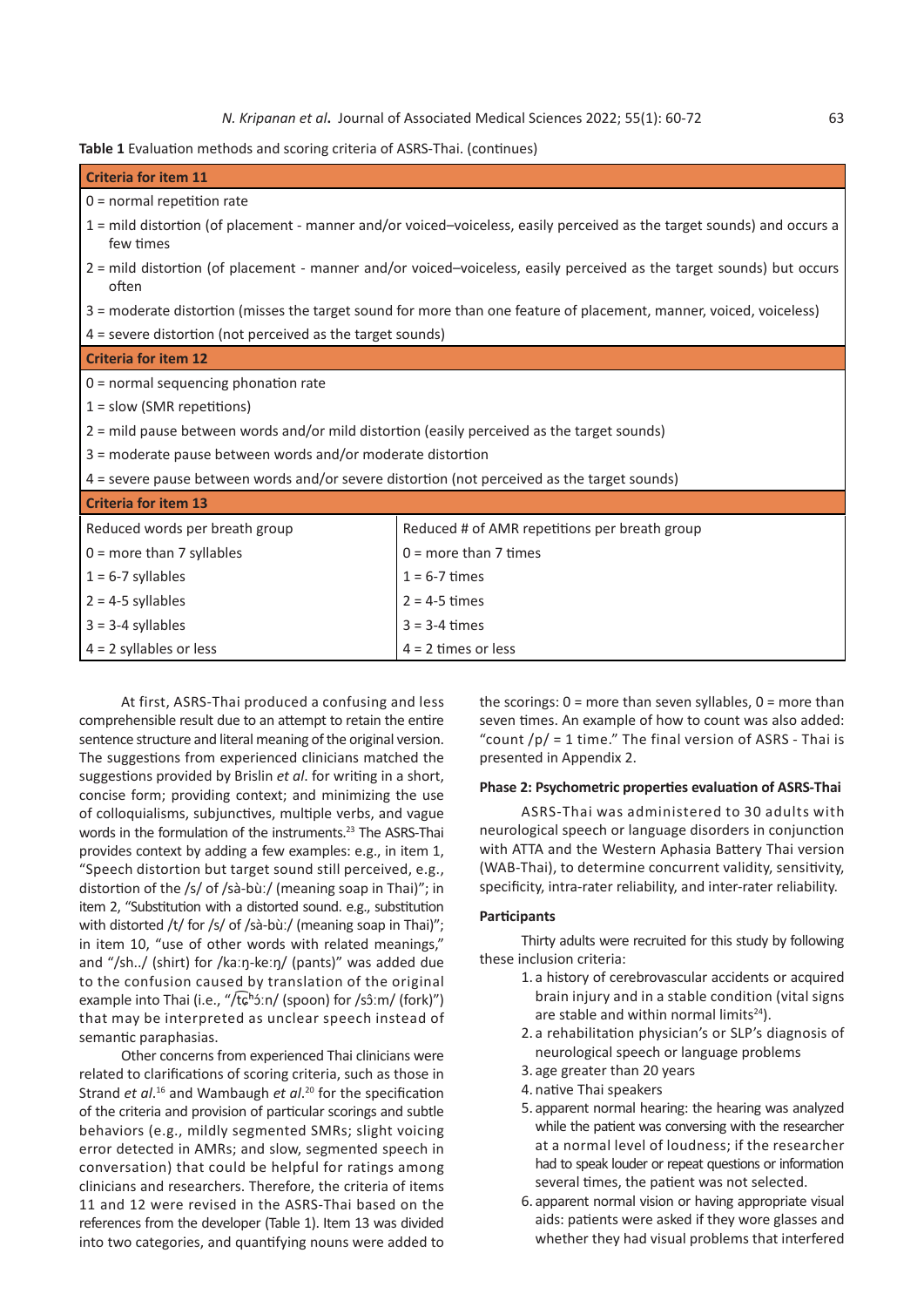**Table 1** Evaluation methods and scoring criteria of ASRS-Thai. (continues)

| **Criteria for item 11** | |
|---|---|
| 0 = normal repetition rate | |
| 1 = mild distortion (of placement - manner and/or voiced–voiceless, easily perceived as the target sounds) and occurs a few times | |
| 2 = mild distortion (of placement - manner and/or voiced–voiceless, easily perceived as the target sounds) but occurs often | |
| 3 = moderate distortion (misses the target sound for more than one feature of placement, manner, voiced, voiceless) | |
| 4 = severe distortion (not perceived as the target sounds) | |
| **Criteria for item 12** | |
| 0 = normal sequencing phonation rate | |
| 1 = slow (SMR repetitions) | |
| 2 = mild pause between words and/or mild distortion (easily perceived as the target sounds) | |
| 3 = moderate pause between words and/or moderate distortion | |
| 4 = severe pause between words and/or severe distortion (not perceived as the target sounds) | |
| **Criteria for item 13** | |
| Reduced words per breath group | Reduced # of AMR repetitions per breath group |
| 0 = more than 7 syllables | 0 = more than 7 times |
| 1 = 6-7 syllables | 1 = 6-7 times |
| 2 = 4-5 syllables | 2 = 4-5 times |
| 3 = 3-4 syllables | 3 = 3-4 times |
| 4 = 2 syllables or less | 4 = 2 times or less |

At first, ASRS-Thai produced a confusing and less comprehensible result due to an attempt to retain the entire sentence structure and literal meaning of the original version. The suggestions from experienced clinicians matched the suggestions provided by Brislin *et al*. for writing in a short, concise form; providing context; and minimizing the use of colloquialisms, subjunctives, multiple verbs, and vague words in the formulation of the instruments.[23] The ASRS-Thai provides context by adding a few examples: e.g., in item 1, "Speech distortion but target sound still perceived, e.g., distortion of the /s/ of /sà-bùː/ (meaning soap in Thai)"; in item 2, "Substitution with a distorted sound. e.g., substitution with distorted /t/ for /s/ of /sà-bùː/ (meaning soap in Thai)"; in item 10, "use of other words with related meanings," and "/sh../ (shirt) for /kaːŋ-keːŋ/ (pants)" was added due to the confusion caused by translation of the original example into Thai (i.e., "/t͡ɕʰɔ́ːn/ (spoon) for /sɔ̂ːm/ (fork)") that may be interpreted as unclear speech instead of semantic paraphasias.

Other concerns from experienced Thai clinicians were related to clarifications of scoring criteria, such as those in Strand *et al*.[16] and Wambaugh *et al*.[20] for the specification of the criteria and provision of particular scorings and subtle behaviors (e.g., mildly segmented SMRs; slight voicing error detected in AMRs; and slow, segmented speech in conversation) that could be helpful for ratings among clinicians and researchers. Therefore, the criteria of items 11 and 12 were revised in the ASRS-Thai based on the references from the developer (Table 1). Item 13 was divided into two categories, and quantifying nouns were added to the scorings: 0 = more than seven syllables, 0 = more than seven times. An example of how to count was also added: "count /p/ = 1 time." The final version of ASRS - Thai is presented in Appendix 2.

### Phase 2: Psychometric properties evaluation of ASRS-Thai

ASRS-Thai was administered to 30 adults with neurological speech or language disorders in conjunction with ATTA and the Western Aphasia Battery Thai version (WAB-Thai), to determine concurrent validity, sensitivity, specificity, intra-rater reliability, and inter-rater reliability.

### Participants

Thirty adults were recruited for this study by following these inclusion criteria:

1. a history of cerebrovascular accidents or acquired brain injury and in a stable condition (vital signs are stable and within normal limits[24]).
2. a rehabilitation physician's or SLP's diagnosis of neurological speech or language problems
3. age greater than 20 years
4. native Thai speakers
5. apparent normal hearing: the hearing was analyzed while the patient was conversing with the researcher at a normal level of loudness; if the researcher had to speak louder or repeat questions or information several times, the patient was not selected.
6. apparent normal vision or having appropriate visual aids: patients were asked if they wore glasses and whether they had visual problems that interfered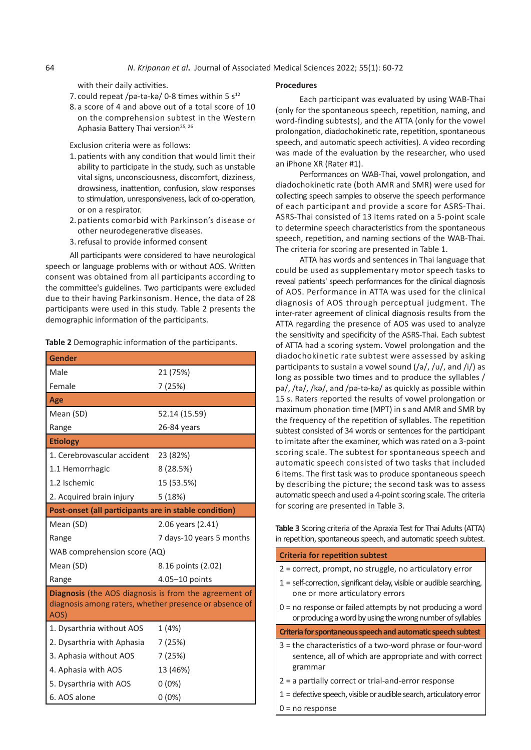with their daily activities.

7. could repeat /pə-tə-kə/ 0-8 times within 5 s[12]
8. a score of 4 and above out of a total score of 10 on the comprehension subtest in the Western Aphasia Battery Thai version[25, 26]

Exclusion criteria were as follows:

1. patients with any condition that would limit their ability to participate in the study, such as unstable vital signs, unconsciousness, discomfort, dizziness, drowsiness, inattention, confusion, slow responses to stimulation, unresponsiveness, lack of co-operation, or on a respirator.
2. patients comorbid with Parkinson's disease or other neurodegenerative diseases.
3. refusal to provide informed consent

All participants were considered to have neurological speech or language problems with or without AOS. Written consent was obtained from all participants according to the committee's guidelines. Two participants were excluded due to their having Parkinsonism. Hence, the data of 28 participants were used in this study. Table 2 presents the demographic information of the participants.

**Table 2** Demographic information of the participants.

| | |
|---|---|
| **Gender** | |
| Male | 21 (75%) |
| Female | 7 (25%) |
| **Age** | |
| Mean (SD) | 52.14 (15.59) |
| Range | 26-84 years |
| **Etiology** | |
| 1. Cerebrovascular accident | 23 (82%) |
| 1.1 Hemorrhagic | 8 (28.5%) |
| 1.2 Ischemic | 15 (53.5%) |
| 2. Acquired brain injury | 5 (18%) |
| **Post-onset (all participants are in stable condition)** | |
| Mean (SD) | 2.06 years (2.41) |
| Range | 7 days-10 years 5 months |
| WAB comprehension score (AQ) | |
| Mean (SD) | 8.16 points (2.02) |
| Range | 4.05–10 points |
| **Diagnosis** (the AOS diagnosis is from the agreement of diagnosis among raters, whether presence or absence of AOS) | |
| 1. Dysarthria without AOS | 1 (4%) |
| 2. Dysarthria with Aphasia | 7 (25%) |
| 3. Aphasia without AOS | 7 (25%) |
| 4. Aphasia with AOS | 13 (46%) |
| 5. Dysarthria with AOS | 0 (0%) |
| 6. AOS alone | 0 (0%) |

## Procedures

Each participant was evaluated by using WAB-Thai (only for the spontaneous speech, repetition, naming, and word-finding subtests), and the ATTA (only for the vowel prolongation, diadochokinetic rate, repetition, spontaneous speech, and automatic speech activities). A video recording was made of the evaluation by the researcher, who used an iPhone XR (Rater #1).

Performances on WAB-Thai, vowel prolongation, and diadochokinetic rate (both AMR and SMR) were used for collecting speech samples to observe the speech performance of each participant and provide a score for ASRS-Thai. ASRS-Thai consisted of 13 items rated on a 5-point scale to determine speech characteristics from the spontaneous speech, repetition, and naming sections of the WAB-Thai. The criteria for scoring are presented in Table 1.

ATTA has words and sentences in Thai language that could be used as supplementary motor speech tasks to reveal patients' speech performances for the clinical diagnosis of AOS. Performance in ATTA was used for the clinical diagnosis of AOS through perceptual judgment. The inter-rater agreement of clinical diagnosis results from the ATTA regarding the presence of AOS was used to analyze the sensitivity and specificity of the ASRS-Thai. Each subtest of ATTA had a scoring system. Vowel prolongation and the diadochokinetic rate subtest were assessed by asking participants to sustain a vowel sound (/a/, /u/, and /i/) as long as possible two times and to produce the syllables /pə/, /tə/, /kə/, and /pə-tə-kə/ as quickly as possible within 15 s. Raters reported the results of vowel prolongation or maximum phonation time (MPT) in s and AMR and SMR by the frequency of the repetition of syllables. The repetition subtest consisted of 34 words or sentences for the participant to imitate after the examiner, which was rated on a 3-point scoring scale. The subtest for spontaneous speech and automatic speech consisted of two tasks that included 6 items. The first task was to produce spontaneous speech by describing the picture; the second task was to assess automatic speech and used a 4-point scoring scale. The criteria for scoring are presented in Table 3.

**Table 3** Scoring criteria of the Apraxia Test for Thai Adults (ATTA) in repetition, spontaneous speech, and automatic speech subtest.

| |
|---|
| **Criteria for repetition subtest** |
| 2 = correct, prompt, no struggle, no articulatory error |
| 1 = self-correction, significant delay, visible or audible searching, one or more articulatory errors |
| 0 = no response or failed attempts by not producing a word or producing a word by using the wrong number of syllables |
| **Criteria for spontaneous speech and automatic speech subtest** |
| 3 = the characteristics of a two-word phrase or four-word sentence, all of which are appropriate and with correct grammar |
| 2 = a partially correct or trial-and-error response |
| 1 = defective speech, visible or audible search, articulatory error |
| 0 = no response |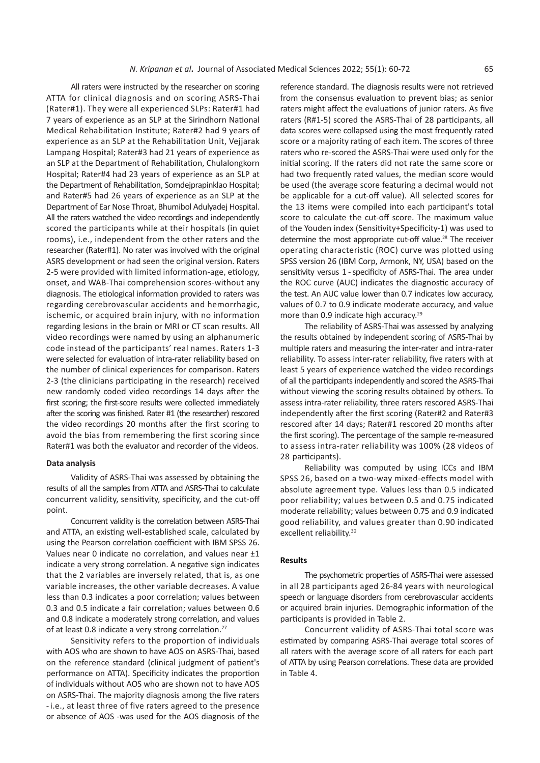All raters were instructed by the researcher on scoring ATTA for clinical diagnosis and on scoring ASRS-Thai (Rater#1). They were all experienced SLPs: Rater#1 had 7 years of experience as an SLP at the Sirindhorn National Medical Rehabilitation Institute; Rater#2 had 9 years of experience as an SLP at the Rehabilitation Unit, Vejjarak Lampang Hospital; Rater#3 had 21 years of experience as an SLP at the Department of Rehabilitation, Chulalongkorn Hospital; Rater#4 had 23 years of experience as an SLP at the Department of Rehabilitation, Somdejprapinklao Hospital; and Rater#5 had 26 years of experience as an SLP at the Department of Ear Nose Throat, Bhumibol Adulyadej Hospital. All the raters watched the video recordings and independently scored the participants while at their hospitals (in quiet rooms), i.e., independent from the other raters and the researcher (Rater#1). No rater was involved with the original ASRS development or had seen the original version. Raters 2-5 were provided with limited information-age, etiology, onset, and WAB-Thai comprehension scores-without any diagnosis. The etiological information provided to raters was regarding cerebrovascular accidents and hemorrhagic, ischemic, or acquired brain injury, with no information regarding lesions in the brain or MRI or CT scan results. All video recordings were named by using an alphanumeric code instead of the participants' real names. Raters 1-3 were selected for evaluation of intra-rater reliability based on the number of clinical experiences for comparison. Raters 2-3 (the clinicians participating in the research) received new randomly coded video recordings 14 days after the first scoring; the first-score results were collected immediately after the scoring was finished. Rater #1 (the researcher) rescored the video recordings 20 months after the first scoring to avoid the bias from remembering the first scoring since Rater#1 was both the evaluator and recorder of the videos.

#### Data analysis

Validity of ASRS-Thai was assessed by obtaining the results of all the samples from ATTA and ASRS-Thai to calculate concurrent validity, sensitivity, specificity, and the cut-off point.

Concurrent validity is the correlation between ASRS-Thai and ATTA, an existing well-established scale, calculated by using the Pearson correlation coefficient with IBM SPSS 26. Values near 0 indicate no correlation, and values near ±1 indicate a very strong correlation. A negative sign indicates that the 2 variables are inversely related, that is, as one variable increases, the other variable decreases. A value less than 0.3 indicates a poor correlation; values between 0.3 and 0.5 indicate a fair correlation; values between 0.6 and 0.8 indicate a moderately strong correlation, and values of at least 0.8 indicate a very strong correlation.[27]

Sensitivity refers to the proportion of individuals with AOS who are shown to have AOS on ASRS-Thai, based on the reference standard (clinical judgment of patient's performance on ATTA). Specificity indicates the proportion of individuals without AOS who are shown not to have AOS on ASRS-Thai. The majority diagnosis among the five raters - i.e., at least three of five raters agreed to the presence or absence of AOS - was used for the AOS diagnosis of the reference standard. The diagnosis results were not retrieved from the consensus evaluation to prevent bias; as senior raters might affect the evaluations of junior raters. As five raters (R#1-5) scored the ASRS-Thai of 28 participants, all data scores were collapsed using the most frequently rated score or a majority rating of each item. The scores of three raters who re-scored the ASRS-Thai were used only for the initial scoring. If the raters did not rate the same score or had two frequently rated values, the median score would be used (the average score featuring a decimal would not be applicable for a cut-off value). All selected scores for the 13 items were compiled into each participant's total score to calculate the cut-off score. The maximum value of the Youden index (Sensitivity+Specificity-1) was used to determine the most appropriate cut-off value.[28] The receiver operating characteristic (ROC) curve was plotted using SPSS version 26 (IBM Corp, Armonk, NY, USA) based on the sensitivity versus 1 - specificity of ASRS-Thai. The area under the ROC curve (AUC) indicates the diagnostic accuracy of the test. An AUC value lower than 0.7 indicates low accuracy, values of 0.7 to 0.9 indicate moderate accuracy, and value more than 0.9 indicate high accuracy.[29]

The reliability of ASRS-Thai was assessed by analyzing the results obtained by independent scoring of ASRS-Thai by multiple raters and measuring the inter-rater and intra-rater reliability. To assess inter-rater reliability, five raters with at least 5 years of experience watched the video recordings of all the participants independently and scored the ASRS-Thai without viewing the scoring results obtained by others. To assess intra-rater reliability, three raters rescored ASRS-Thai independently after the first scoring (Rater#2 and Rater#3 rescored after 14 days; Rater#1 rescored 20 months after the first scoring). The percentage of the sample re-measured to assess intra-rater reliability was 100% (28 videos of 28 participants).

Reliability was computed by using ICCs and IBM SPSS 26, based on a two-way mixed-effects model with absolute agreement type. Values less than 0.5 indicated poor reliability; values between 0.5 and 0.75 indicated moderate reliability; values between 0.75 and 0.9 indicated good reliability, and values greater than 0.90 indicated excellent reliability.[30]

#### Results

The psychometric properties of ASRS-Thai were assessed in all 28 participants aged 26-84 years with neurological speech or language disorders from cerebrovascular accidents or acquired brain injuries. Demographic information of the participants is provided in Table 2.

Concurrent validity of ASRS-Thai total score was estimated by comparing ASRS-Thai average total scores of all raters with the average score of all raters for each part of ATTA by using Pearson correlations. These data are provided in Table 4.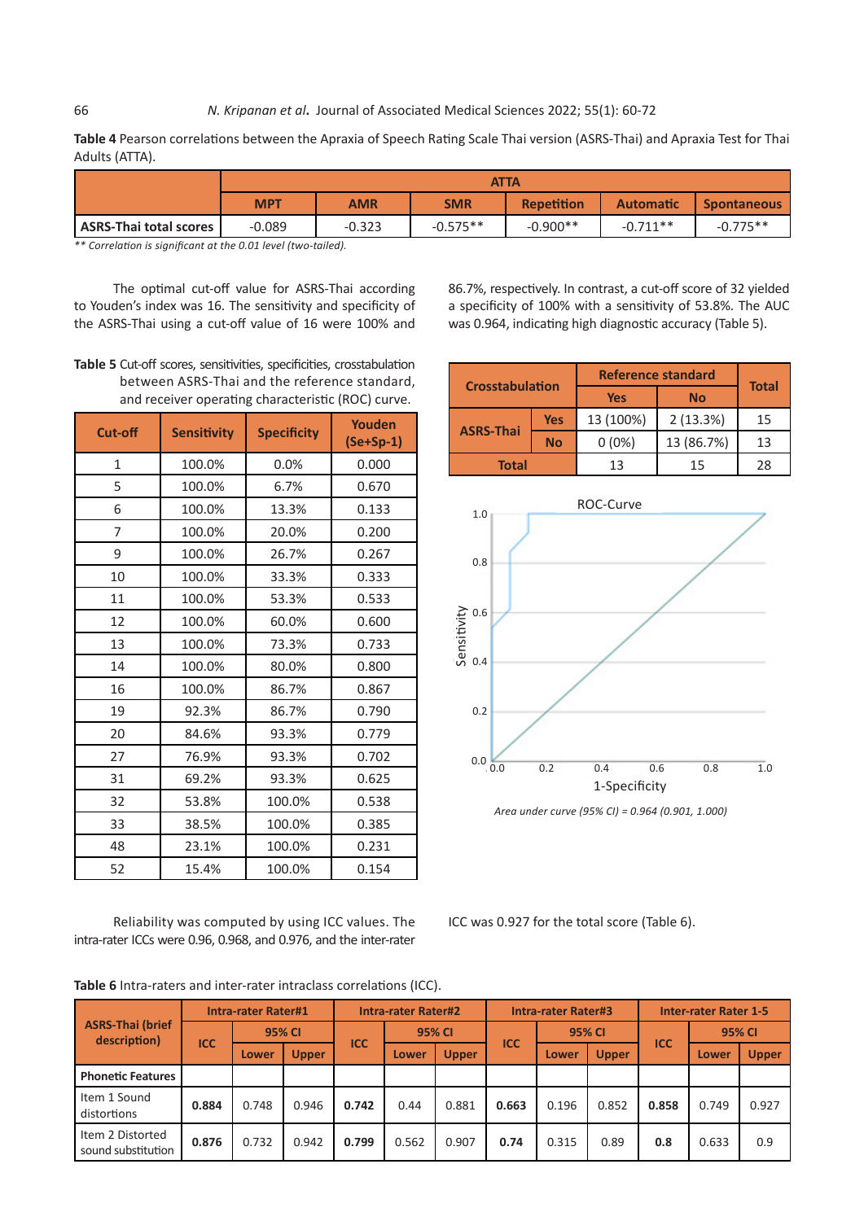**Table 4** Pearson correlations between the Apraxia of Speech Rating Scale Thai version (ASRS-Thai) and Apraxia Test for Thai Adults (ATTA).

| | ATTA | | | | | |
|---|---|---|---|---|---|---|
| | MPT | AMR | SMR | Repetition | Automatic | Spontaneous |
| ASRS-Thai total scores | -0.089 | -0.323 | -0.575** | -0.900** | -0.711** | -0.775** |

*** Correlation is significant at the 0.01 level (two-tailed).*

The optimal cut-off value for ASRS-Thai according to Youden's index was 16. The sensitivity and specificity of the ASRS-Thai using a cut-off value of 16 were 100% and 86.7%, respectively. In contrast, a cut-off score of 32 yielded a specificity of 100% with a sensitivity of 53.8%. The AUC was 0.964, indicating high diagnostic accuracy (Table 5).

**Table 5** Cut-off scores, sensitivities, specificities, crosstabulation between ASRS-Thai and the reference standard, and receiver operating characteristic (ROC) curve.

| Cut-off | Sensitivity | Specificity | Youden (Se+Sp-1) |
|---|---|---|---|
| 1 | 100.0% | 0.0% | 0.000 |
| 5 | 100.0% | 6.7% | 0.670 |
| 6 | 100.0% | 13.3% | 0.133 |
| 7 | 100.0% | 20.0% | 0.200 |
| 9 | 100.0% | 26.7% | 0.267 |
| 10 | 100.0% | 33.3% | 0.333 |
| 11 | 100.0% | 53.3% | 0.533 |
| 12 | 100.0% | 60.0% | 0.600 |
| 13 | 100.0% | 73.3% | 0.733 |
| 14 | 100.0% | 80.0% | 0.800 |
| 16 | 100.0% | 86.7% | 0.867 |
| 19 | 92.3% | 86.7% | 0.790 |
| 20 | 84.6% | 93.3% | 0.779 |
| 27 | 76.9% | 93.3% | 0.702 |
| 31 | 69.2% | 93.3% | 0.625 |
| 32 | 53.8% | 100.0% | 0.538 |
| 33 | 38.5% | 100.0% | 0.385 |
| 48 | 23.1% | 100.0% | 0.231 |
| 52 | 15.4% | 100.0% | 0.154 |

| Crosstabulation | | Reference standard | | Total |
|---|---|---|---|---|
| | | Yes | No | |
| ASRS-Thai | Yes | 13 (100%) | 2 (13.3%) | 15 |
| | No | 0 (0%) | 13 (86.7%) | 13 |
| Total | | 13 | 15 | 28 |

*Area under curve (95% CI) = 0.964 (0.901, 1.000)*

Reliability was computed by using ICC values. The intra-rater ICCs were 0.96, 0.968, and 0.976, and the inter-rater ICC was 0.927 for the total score (Table 6).

**Table 6** Intra-raters and inter-rater intraclass correlations (ICC).

| ASRS-Thai (brief description) | Intra-rater Rater#1 | | | Intra-rater Rater#2 | | | Intra-rater Rater#3 | | | Inter-rater Rater 1-5 | | |
|---|---|---|---|---|---|---|---|---|---|---|---|---|
| | ICC | 95% CI | | ICC | 95% CI | | ICC | 95% CI | | ICC | 95% CI | |
| | | Lower | Upper | | Lower | Upper | | Lower | Upper | | Lower | Upper |
| **Phonetic Features** | | | | | | | | | | | | |
| Item 1 Sound distortions | **0.884** | 0.748 | 0.946 | **0.742** | 0.44 | 0.881 | **0.663** | 0.196 | 0.852 | **0.858** | 0.749 | 0.927 |
| Item 2 Distorted sound substitution | **0.876** | 0.732 | 0.942 | **0.799** | 0.562 | 0.907 | **0.74** | 0.315 | 0.89 | **0.8** | 0.633 | 0.9 |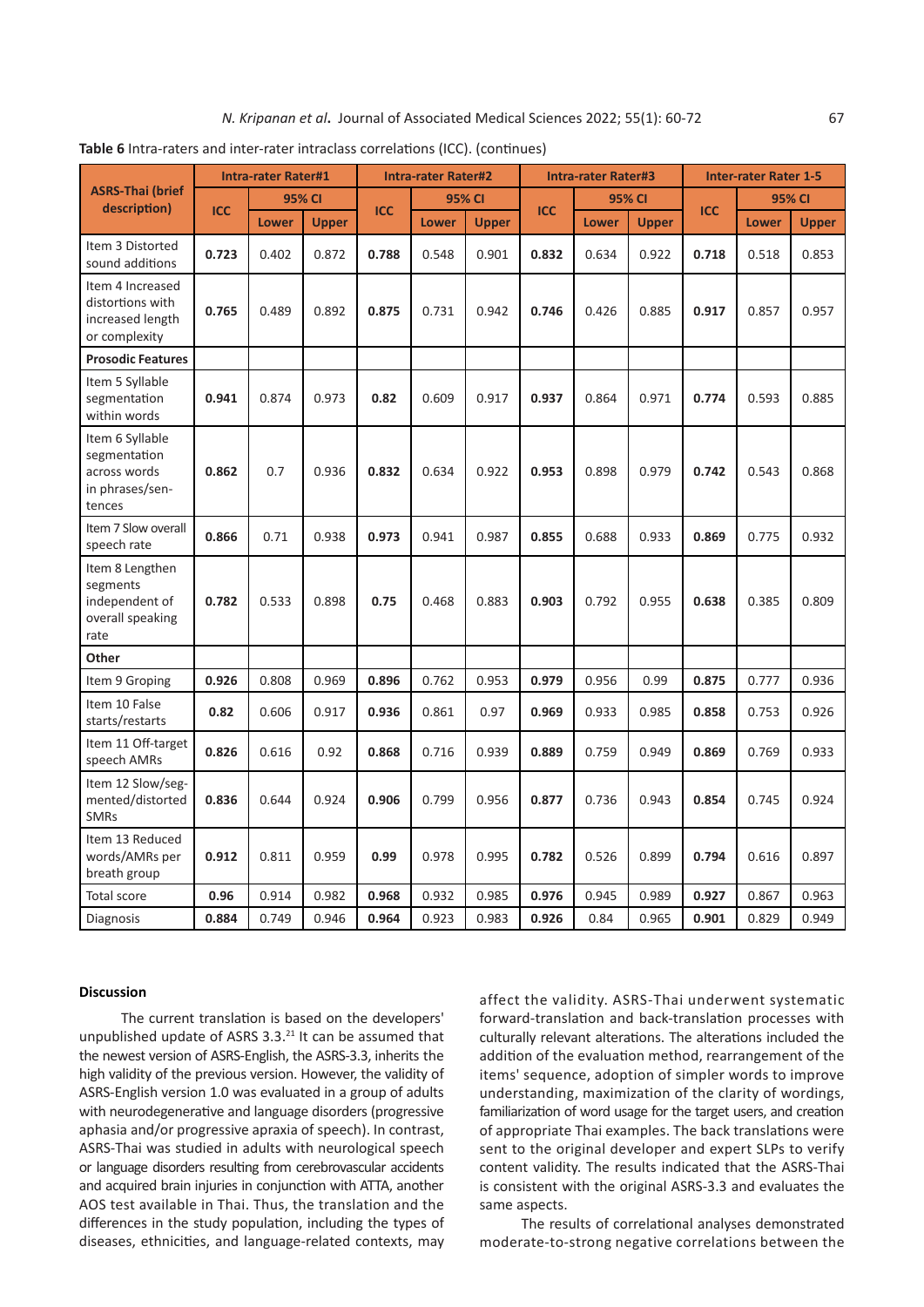**Table 6** Intra-raters and inter-rater intraclass correlations (ICC). (continues)

| ASRS-Thai (brief description) | Intra-rater Rater#1 | | | Intra-rater Rater#2 | | | Intra-rater Rater#3 | | | Inter-rater Rater 1-5 | | |
|---|---|---|---|---|---|---|---|---|---|---|---|---|
| | ICC | 95% CI | | ICC | 95% CI | | ICC | 95% CI | | ICC | 95% CI | |
| | | Lower | Upper | | Lower | Upper | | Lower | Upper | | Lower | Upper |
| Item 3 Distorted sound additions | **0.723** | 0.402 | 0.872 | **0.788** | 0.548 | 0.901 | **0.832** | 0.634 | 0.922 | **0.718** | 0.518 | 0.853 |
| Item 4 Increased distortions with increased length or complexity | **0.765** | 0.489 | 0.892 | **0.875** | 0.731 | 0.942 | **0.746** | 0.426 | 0.885 | **0.917** | 0.857 | 0.957 |
| **Prosodic Features** | | | | | | | | | | | | |
| Item 5 Syllable segmentation within words | **0.941** | 0.874 | 0.973 | **0.82** | 0.609 | 0.917 | **0.937** | 0.864 | 0.971 | **0.774** | 0.593 | 0.885 |
| Item 6 Syllable segmentation across words in phrases/sentences | **0.862** | 0.7 | 0.936 | **0.832** | 0.634 | 0.922 | **0.953** | 0.898 | 0.979 | **0.742** | 0.543 | 0.868 |
| Item 7 Slow overall speech rate | **0.866** | 0.71 | 0.938 | **0.973** | 0.941 | 0.987 | **0.855** | 0.688 | 0.933 | **0.869** | 0.775 | 0.932 |
| Item 8 Lengthen segments independent of overall speaking rate | **0.782** | 0.533 | 0.898 | **0.75** | 0.468 | 0.883 | **0.903** | 0.792 | 0.955 | **0.638** | 0.385 | 0.809 |
| **Other** | | | | | | | | | | | | |
| Item 9 Groping | **0.926** | 0.808 | 0.969 | **0.896** | 0.762 | 0.953 | **0.979** | 0.956 | 0.99 | **0.875** | 0.777 | 0.936 |
| Item 10 False starts/restarts | **0.82** | 0.606 | 0.917 | **0.936** | 0.861 | 0.97 | **0.969** | 0.933 | 0.985 | **0.858** | 0.753 | 0.926 |
| Item 11 Off-target speech AMRs | **0.826** | 0.616 | 0.92 | **0.868** | 0.716 | 0.939 | **0.889** | 0.759 | 0.949 | **0.869** | 0.769 | 0.933 |
| Item 12 Slow/segmented/distorted SMRs | **0.836** | 0.644 | 0.924 | **0.906** | 0.799 | 0.956 | **0.877** | 0.736 | 0.943 | **0.854** | 0.745 | 0.924 |
| Item 13 Reduced words/AMRs per breath group | **0.912** | 0.811 | 0.959 | **0.99** | 0.978 | 0.995 | **0.782** | 0.526 | 0.899 | **0.794** | 0.616 | 0.897 |
| Total score | **0.96** | 0.914 | 0.982 | **0.968** | 0.932 | 0.985 | **0.976** | 0.945 | 0.989 | **0.927** | 0.867 | 0.963 |
| Diagnosis | **0.884** | 0.749 | 0.946 | **0.964** | 0.923 | 0.983 | **0.926** | 0.84 | 0.965 | **0.901** | 0.829 | 0.949 |

## Discussion

The current translation is based on the developers' unpublished update of ASRS 3.3.[21] It can be assumed that the newest version of ASRS-English, the ASRS-3.3, inherits the high validity of the previous version. However, the validity of ASRS-English version 1.0 was evaluated in a group of adults with neurodegenerative and language disorders (progressive aphasia and/or progressive apraxia of speech). In contrast, ASRS-Thai was studied in adults with neurological speech or language disorders resulting from cerebrovascular accidents and acquired brain injuries in conjunction with ATTA, another AOS test available in Thai. Thus, the translation and the differences in the study population, including the types of diseases, ethnicities, and language-related contexts, may affect the validity. ASRS-Thai underwent systematic forward-translation and back-translation processes with culturally relevant alterations. The alterations included the addition of the evaluation method, rearrangement of the items' sequence, adoption of simpler words to improve understanding, maximization of the clarity of wordings, familiarization of word usage for the target users, and creation of appropriate Thai examples. The back translations were sent to the original developer and expert SLPs to verify content validity. The results indicated that the ASRS-Thai is consistent with the original ASRS-3.3 and evaluates the same aspects.

The results of correlational analyses demonstrated moderate-to-strong negative correlations between the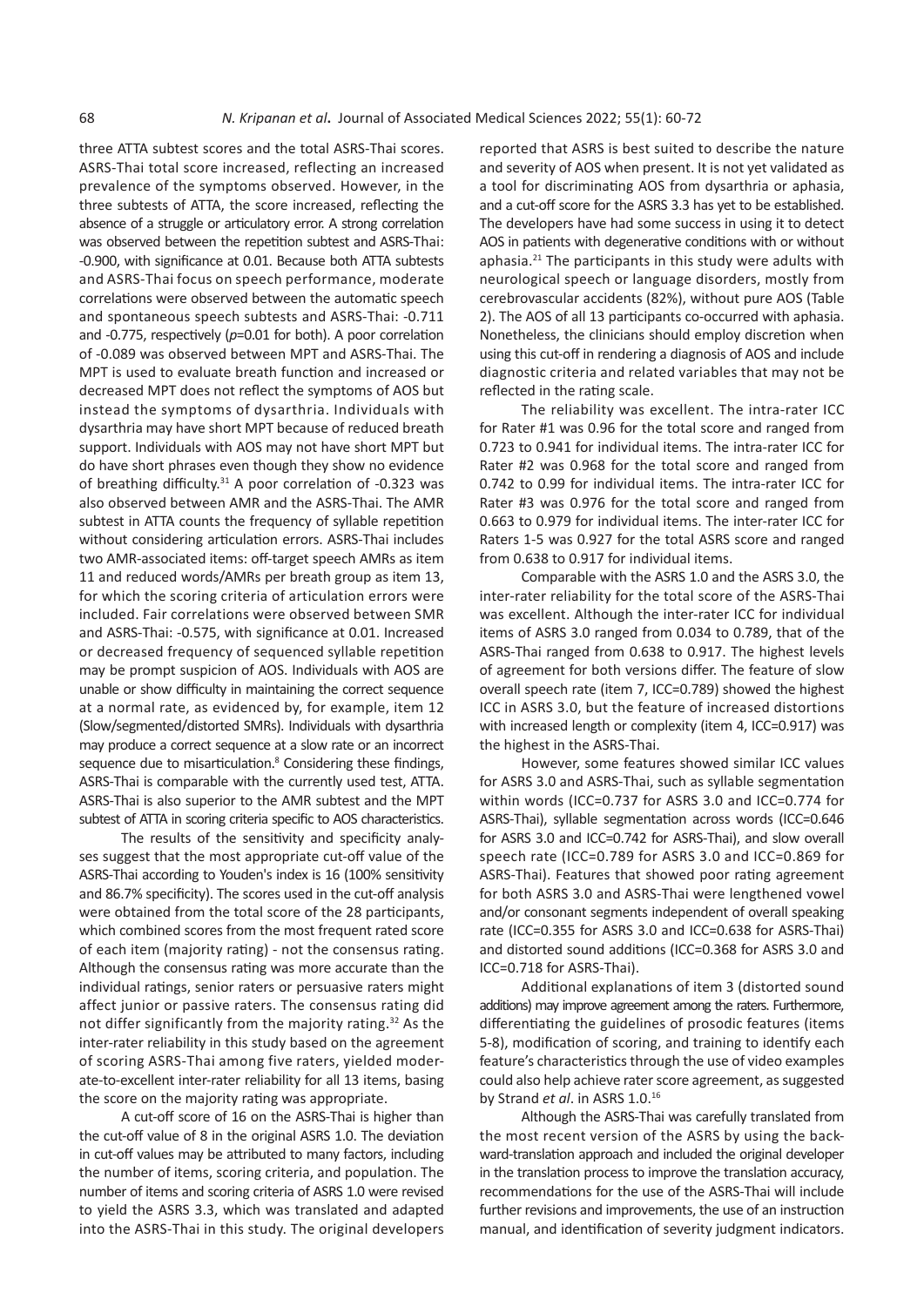three ATTA subtest scores and the total ASRS-Thai scores. ASRS-Thai total score increased, reflecting an increased prevalence of the symptoms observed. However, in the three subtests of ATTA, the score increased, reflecting the absence of a struggle or articulatory error. A strong correlation was observed between the repetition subtest and ASRS-Thai: -0.900, with significance at 0.01. Because both ATTA subtests and ASRS-Thai focus on speech performance, moderate correlations were observed between the automatic speech and spontaneous speech subtests and ASRS-Thai: -0.711 and -0.775, respectively ($p$=0.01 for both). A poor correlation of -0.089 was observed between MPT and ASRS-Thai. The MPT is used to evaluate breath function and increased or decreased MPT does not reflect the symptoms of AOS but instead the symptoms of dysarthria. Individuals with dysarthria may have short MPT because of reduced breath support. Individuals with AOS may not have short MPT but do have short phrases even though they show no evidence of breathing difficulty.[31] A poor correlation of -0.323 was also observed between AMR and the ASRS-Thai. The AMR subtest in ATTA counts the frequency of syllable repetition without considering articulation errors. ASRS-Thai includes two AMR-associated items: off-target speech AMRs as item 11 and reduced words/AMRs per breath group as item 13, for which the scoring criteria of articulation errors were included. Fair correlations were observed between SMR and ASRS-Thai: -0.575, with significance at 0.01. Increased or decreased frequency of sequenced syllable repetition may be prompt suspicion of AOS. Individuals with AOS are unable or show difficulty in maintaining the correct sequence at a normal rate, as evidenced by, for example, item 12 (Slow/segmented/distorted SMRs). Individuals with dysarthria may produce a correct sequence at a slow rate or an incorrect sequence due to misarticulation.[8] Considering these findings, ASRS-Thai is comparable with the currently used test, ATTA. ASRS-Thai is also superior to the AMR subtest and the MPT subtest of ATTA in scoring criteria specific to AOS characteristics.

The results of the sensitivity and specificity analyses suggest that the most appropriate cut-off value of the ASRS-Thai according to Youden's index is 16 (100% sensitivity and 86.7% specificity). The scores used in the cut-off analysis were obtained from the total score of the 28 participants, which combined scores from the most frequent rated score of each item (majority rating) - not the consensus rating. Although the consensus rating was more accurate than the individual ratings, senior raters or persuasive raters might affect junior or passive raters. The consensus rating did not differ significantly from the majority rating.[32] As the inter-rater reliability in this study based on the agreement of scoring ASRS-Thai among five raters, yielded moderate-to-excellent inter-rater reliability for all 13 items, basing the score on the majority rating was appropriate.

A cut-off score of 16 on the ASRS-Thai is higher than the cut-off value of 8 in the original ASRS 1.0. The deviation in cut-off values may be attributed to many factors, including the number of items, scoring criteria, and population. The number of items and scoring criteria of ASRS 1.0 were revised to yield the ASRS 3.3, which was translated and adapted into the ASRS-Thai in this study. The original developers reported that ASRS is best suited to describe the nature and severity of AOS when present. It is not yet validated as a tool for discriminating AOS from dysarthria or aphasia, and a cut-off score for the ASRS 3.3 has yet to be established. The developers have had some success in using it to detect AOS in patients with degenerative conditions with or without aphasia.[21] The participants in this study were adults with neurological speech or language disorders, mostly from cerebrovascular accidents (82%), without pure AOS (Table 2). The AOS of all 13 participants co-occurred with aphasia. Nonetheless, the clinicians should employ discretion when using this cut-off in rendering a diagnosis of AOS and include diagnostic criteria and related variables that may not be reflected in the rating scale.

The reliability was excellent. The intra-rater ICC for Rater #1 was 0.96 for the total score and ranged from 0.723 to 0.941 for individual items. The intra-rater ICC for Rater #2 was 0.968 for the total score and ranged from 0.742 to 0.99 for individual items. The intra-rater ICC for Rater #3 was 0.976 for the total score and ranged from 0.663 to 0.979 for individual items. The inter-rater ICC for Raters 1-5 was 0.927 for the total ASRS score and ranged from 0.638 to 0.917 for individual items.

Comparable with the ASRS 1.0 and the ASRS 3.0, the inter-rater reliability for the total score of the ASRS-Thai was excellent. Although the inter-rater ICC for individual items of ASRS 3.0 ranged from 0.034 to 0.789, that of the ASRS-Thai ranged from 0.638 to 0.917. The highest levels of agreement for both versions differ. The feature of slow overall speech rate (item 7, ICC=0.789) showed the highest ICC in ASRS 3.0, but the feature of increased distortions with increased length or complexity (item 4, ICC=0.917) was the highest in the ASRS-Thai.

However, some features showed similar ICC values for ASRS 3.0 and ASRS-Thai, such as syllable segmentation within words (ICC=0.737 for ASRS 3.0 and ICC=0.774 for ASRS-Thai), syllable segmentation across words (ICC=0.646 for ASRS 3.0 and ICC=0.742 for ASRS-Thai), and slow overall speech rate (ICC=0.789 for ASRS 3.0 and ICC=0.869 for ASRS-Thai). Features that showed poor rating agreement for both ASRS 3.0 and ASRS-Thai were lengthened vowel and/or consonant segments independent of overall speaking rate (ICC=0.355 for ASRS 3.0 and ICC=0.638 for ASRS-Thai) and distorted sound additions (ICC=0.368 for ASRS 3.0 and ICC=0.718 for ASRS-Thai).

Additional explanations of item 3 (distorted sound additions) may improve agreement among the raters. Furthermore, differentiating the guidelines of prosodic features (items 5-8), modification of scoring, and training to identify each feature's characteristics through the use of video examples could also help achieve rater score agreement, as suggested by Strand *et al*. in ASRS 1.0.[16]

Although the ASRS-Thai was carefully translated from the most recent version of the ASRS by using the backward-translation approach and included the original developer in the translation process to improve the translation accuracy, recommendations for the use of the ASRS-Thai will include further revisions and improvements, the use of an instruction manual, and identification of severity judgment indicators.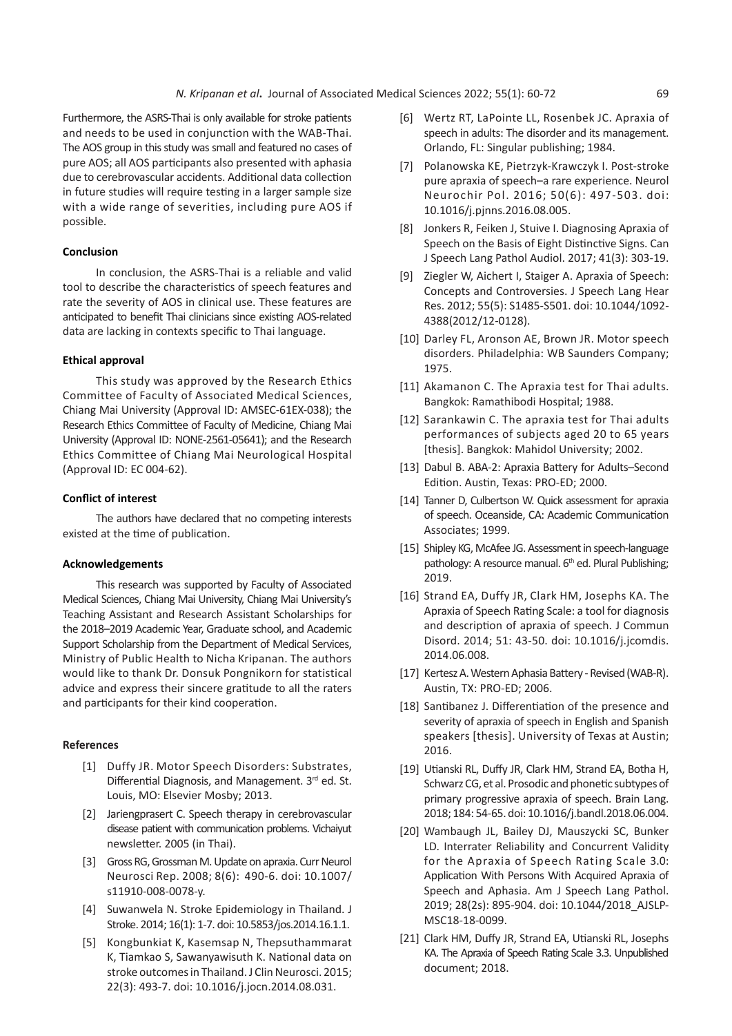Furthermore, the ASRS-Thai is only available for stroke patients and needs to be used in conjunction with the WAB-Thai. The AOS group in this study was small and featured no cases of pure AOS; all AOS participants also presented with aphasia due to cerebrovascular accidents. Additional data collection in future studies will require testing in a larger sample size with a wide range of severities, including pure AOS if possible.

### Conclusion

In conclusion, the ASRS-Thai is a reliable and valid tool to describe the characteristics of speech features and rate the severity of AOS in clinical use. These features are anticipated to benefit Thai clinicians since existing AOS-related data are lacking in contexts specific to Thai language.

### Ethical approval

This study was approved by the Research Ethics Committee of Faculty of Associated Medical Sciences, Chiang Mai University (Approval ID: AMSEC-61EX-038); the Research Ethics Committee of Faculty of Medicine, Chiang Mai University (Approval ID: NONE-2561-05641); and the Research Ethics Committee of Chiang Mai Neurological Hospital (Approval ID: EC 004-62).

### Conflict of interest

The authors have declared that no competing interests existed at the time of publication.

### Acknowledgements

This research was supported by Faculty of Associated Medical Sciences, Chiang Mai University, Chiang Mai University's Teaching Assistant and Research Assistant Scholarships for the 2018–2019 Academic Year, Graduate school, and Academic Support Scholarship from the Department of Medical Services, Ministry of Public Health to Nicha Kripanan. The authors would like to thank Dr. Donsuk Pongnikorn for statistical advice and express their sincere gratitude to all the raters and participants for their kind cooperation.

### References

[1] Duffy JR. Motor Speech Disorders: Substrates, Differential Diagnosis, and Management. 3rd ed. St. Louis, MO: Elsevier Mosby; 2013.

[2] Jariengprasert C. Speech therapy in cerebrovascular disease patient with communication problems. Vichaiyut newsletter. 2005 (in Thai).

[3] Gross RG, Grossman M. Update on apraxia. Curr Neurol Neurosci Rep. 2008; 8(6): 490-6. doi: 10.1007/s11910-008-0078-y.

[4] Suwanwela N. Stroke Epidemiology in Thailand. J Stroke. 2014; 16(1): 1-7. doi: 10.5853/jos.2014.16.1.1.

[5] Kongbunkiat K, Kasemsap N, Thepsuthammarat K, Tiamkao S, Sawanyawisuth K. National data on stroke outcomes in Thailand. J Clin Neurosci. 2015; 22(3): 493-7. doi: 10.1016/j.jocn.2014.08.031.

[6] Wertz RT, LaPointe LL, Rosenbek JC. Apraxia of speech in adults: The disorder and its management. Orlando, FL: Singular publishing; 1984.

[7] Polanowska KE, Pietrzyk-Krawczyk I. Post-stroke pure apraxia of speech–a rare experience. Neurol Neurochir Pol. 2016; 50(6): 497-503. doi: 10.1016/j.pjnns.2016.08.005.

[8] Jonkers R, Feiken J, Stuive I. Diagnosing Apraxia of Speech on the Basis of Eight Distinctive Signs. Can J Speech Lang Pathol Audiol. 2017; 41(3): 303-19.

[9] Ziegler W, Aichert I, Staiger A. Apraxia of Speech: Concepts and Controversies. J Speech Lang Hear Res. 2012; 55(5): S1485-S501. doi: 10.1044/1092-4388(2012/12-0128).

[10] Darley FL, Aronson AE, Brown JR. Motor speech disorders. Philadelphia: WB Saunders Company; 1975.

[11] Akamanon C. The Apraxia test for Thai adults. Bangkok: Ramathibodi Hospital; 1988.

[12] Sarankawin C. The apraxia test for Thai adults performances of subjects aged 20 to 65 years [thesis]. Bangkok: Mahidol University; 2002.

[13] Dabul B. ABA-2: Apraxia Battery for Adults–Second Edition. Austin, Texas: PRO-ED; 2000.

[14] Tanner D, Culbertson W. Quick assessment for apraxia of speech. Oceanside, CA: Academic Communication Associates; 1999.

[15] Shipley KG, McAfee JG. Assessment in speech-language pathology: A resource manual. 6th ed. Plural Publishing; 2019.

[16] Strand EA, Duffy JR, Clark HM, Josephs KA. The Apraxia of Speech Rating Scale: a tool for diagnosis and description of apraxia of speech. J Commun Disord. 2014; 51: 43-50. doi: 10.1016/j.jcomdis.2014.06.008.

[17] Kertesz A. Western Aphasia Battery - Revised (WAB-R). Austin, TX: PRO-ED; 2006.

[18] Santibanez J. Differentiation of the presence and severity of apraxia of speech in English and Spanish speakers [thesis]. University of Texas at Austin; 2016.

[19] Utianski RL, Duffy JR, Clark HM, Strand EA, Botha H, Schwarz CG, et al. Prosodic and phonetic subtypes of primary progressive apraxia of speech. Brain Lang. 2018; 184: 54-65. doi: 10.1016/j.bandl.2018.06.004.

[20] Wambaugh JL, Bailey DJ, Mauszycki SC, Bunker LD. Interrater Reliability and Concurrent Validity for the Apraxia of Speech Rating Scale 3.0: Application With Persons With Acquired Apraxia of Speech and Aphasia. Am J Speech Lang Pathol. 2019; 28(2s): 895-904. doi: 10.1044/2018_AJSLP-MSC18-18-0099.

[21] Clark HM, Duffy JR, Strand EA, Utianski RL, Josephs KA. The Apraxia of Speech Rating Scale 3.3. Unpublished document; 2018.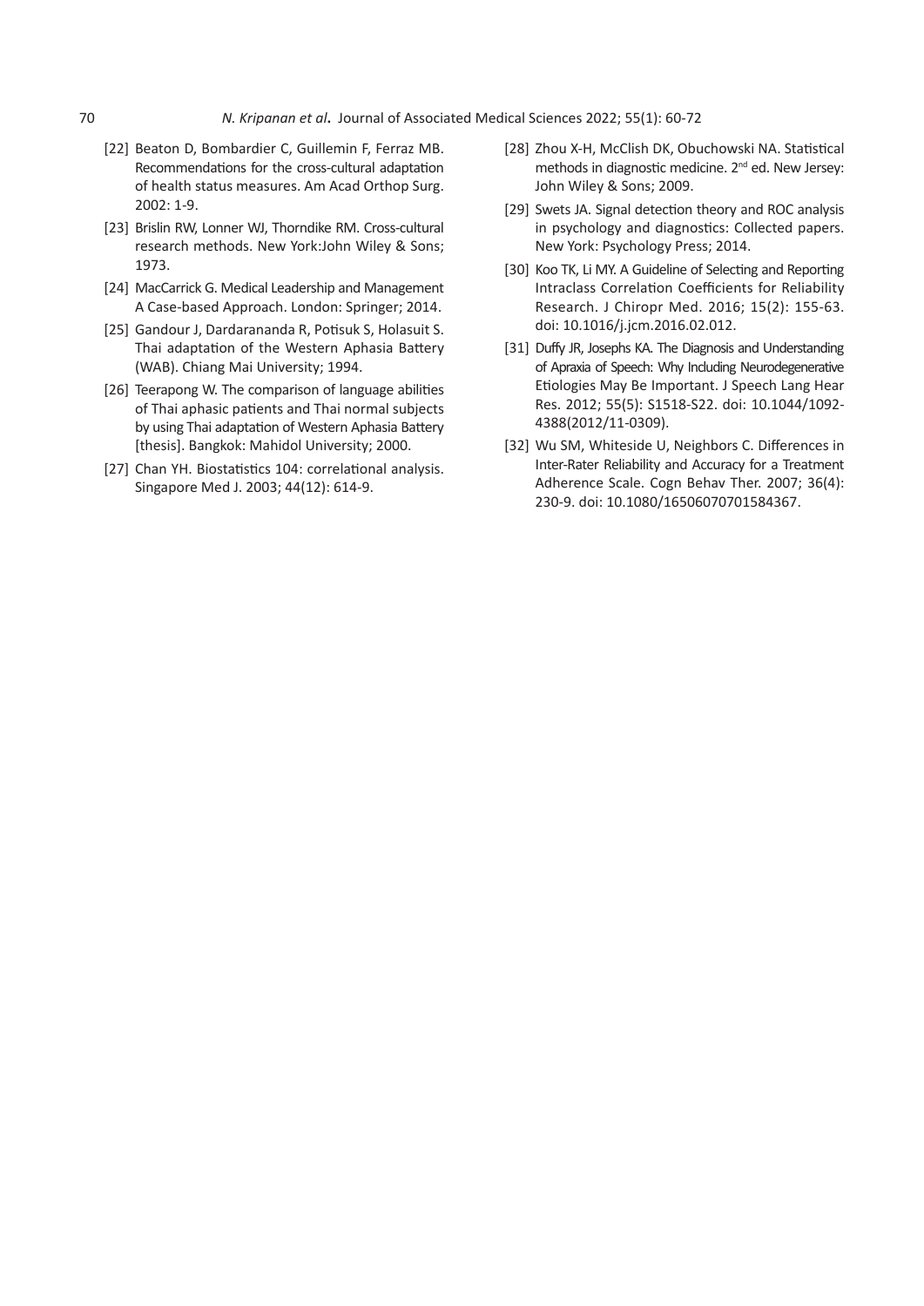[22] Beaton D, Bombardier C, Guillemin F, Ferraz MB. Recommendations for the cross-cultural adaptation of health status measures. Am Acad Orthop Surg. 2002: 1-9.

[23] Brislin RW, Lonner WJ, Thorndike RM. Cross-cultural research methods. New York:John Wiley & Sons; 1973.

[24] MacCarrick G. Medical Leadership and Management A Case-based Approach. London: Springer; 2014.

[25] Gandour J, Dardarananda R, Potisuk S, Holasuit S. Thai adaptation of the Western Aphasia Battery (WAB). Chiang Mai University; 1994.

[26] Teerapong W. The comparison of language abilities of Thai aphasic patients and Thai normal subjects by using Thai adaptation of Western Aphasia Battery [thesis]. Bangkok: Mahidol University; 2000.

[27] Chan YH. Biostatistics 104: correlational analysis. Singapore Med J. 2003; 44(12): 614-9.

[28] Zhou X-H, McClish DK, Obuchowski NA. Statistical methods in diagnostic medicine. 2nd ed. New Jersey: John Wiley & Sons; 2009.

[29] Swets JA. Signal detection theory and ROC analysis in psychology and diagnostics: Collected papers. New York: Psychology Press; 2014.

[30] Koo TK, Li MY. A Guideline of Selecting and Reporting Intraclass Correlation Coefficients for Reliability Research. J Chiropr Med. 2016; 15(2): 155-63. doi: 10.1016/j.jcm.2016.02.012.

[31] Duffy JR, Josephs KA. The Diagnosis and Understanding of Apraxia of Speech: Why Including Neurodegenerative Etiologies May Be Important. J Speech Lang Hear Res. 2012; 55(5): S1518-S22. doi: 10.1044/1092-4388(2012/11-0309).

[32] Wu SM, Whiteside U, Neighbors C. Differences in Inter-Rater Reliability and Accuracy for a Treatment Adherence Scale. Cogn Behav Ther. 2007; 36(4): 230-9. doi: 10.1080/16506070701584367.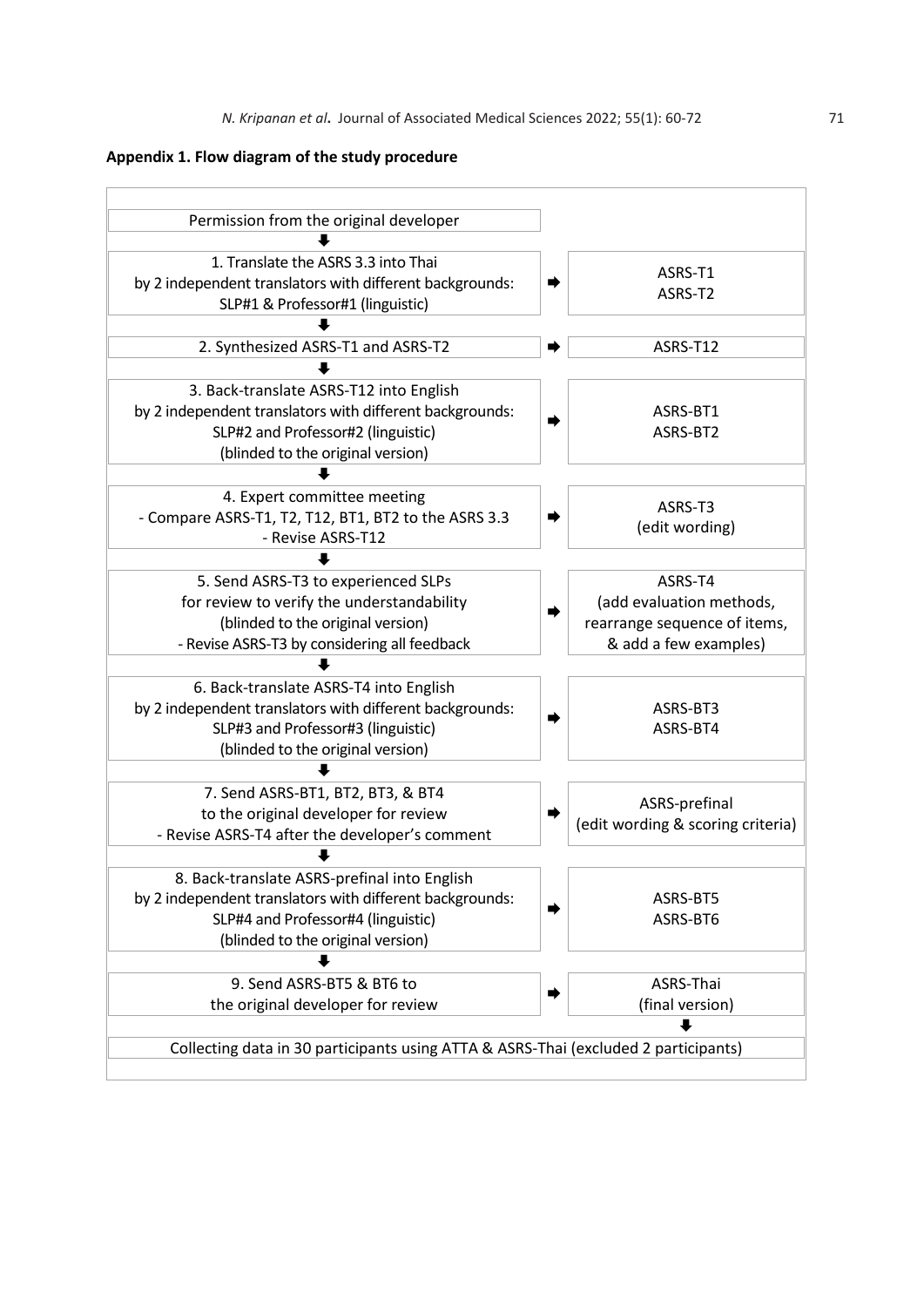**Appendix 1. Flow diagram of the study procedure**

| Procedure | | Output |
|---|---|---|
| Permission from the original developer | | |
| ⬇ | | |
| 1. Translate the ASRS 3.3 into Thai by 2 independent translators with different backgrounds: SLP#1 & Professor#1 (linguistic) | ➡ | ASRS-T1<br>ASRS-T2 |
| ⬇ | | |
| 2. Synthesized ASRS-T1 and ASRS-T2 | ➡ | ASRS-T12 |
| ⬇ | | |
| 3. Back-translate ASRS-T12 into English by 2 independent translators with different backgrounds: SLP#2 and Professor#2 (linguistic) (blinded to the original version) | ➡ | ASRS-BT1<br>ASRS-BT2 |
| ⬇ | | |
| 4. Expert committee meeting<br>- Compare ASRS-T1, T2, T12, BT1, BT2 to the ASRS 3.3<br>- Revise ASRS-T12 | ➡ | ASRS-T3<br>(edit wording) |
| ⬇ | | |
| 5. Send ASRS-T3 to experienced SLPs for review to verify the understandability (blinded to the original version)<br>- Revise ASRS-T3 by considering all feedback | ➡ | ASRS-T4<br>(add evaluation methods, rearrange sequence of items, & add a few examples) |
| ⬇ | | |
| 6. Back-translate ASRS-T4 into English by 2 independent translators with different backgrounds: SLP#3 and Professor#3 (linguistic) (blinded to the original version) | ➡ | ASRS-BT3<br>ASRS-BT4 |
| ⬇ | | |
| 7. Send ASRS-BT1, BT2, BT3, & BT4 to the original developer for review<br>- Revise ASRS-T4 after the developer's comment | ➡ | ASRS-prefinal<br>(edit wording & scoring criteria) |
| ⬇ | | |
| 8. Back-translate ASRS-prefinal into English by 2 independent translators with different backgrounds: SLP#4 and Professor#4 (linguistic) (blinded to the original version) | ➡ | ASRS-BT5<br>ASRS-BT6 |
| ⬇ | | |
| 9. Send ASRS-BT5 & BT6 to the original developer for review | ➡ | ASRS-Thai<br>(final version) |
| | | ⬇ |

Collecting data in 30 participants using ATTA & ASRS-Thai (excluded 2 participants)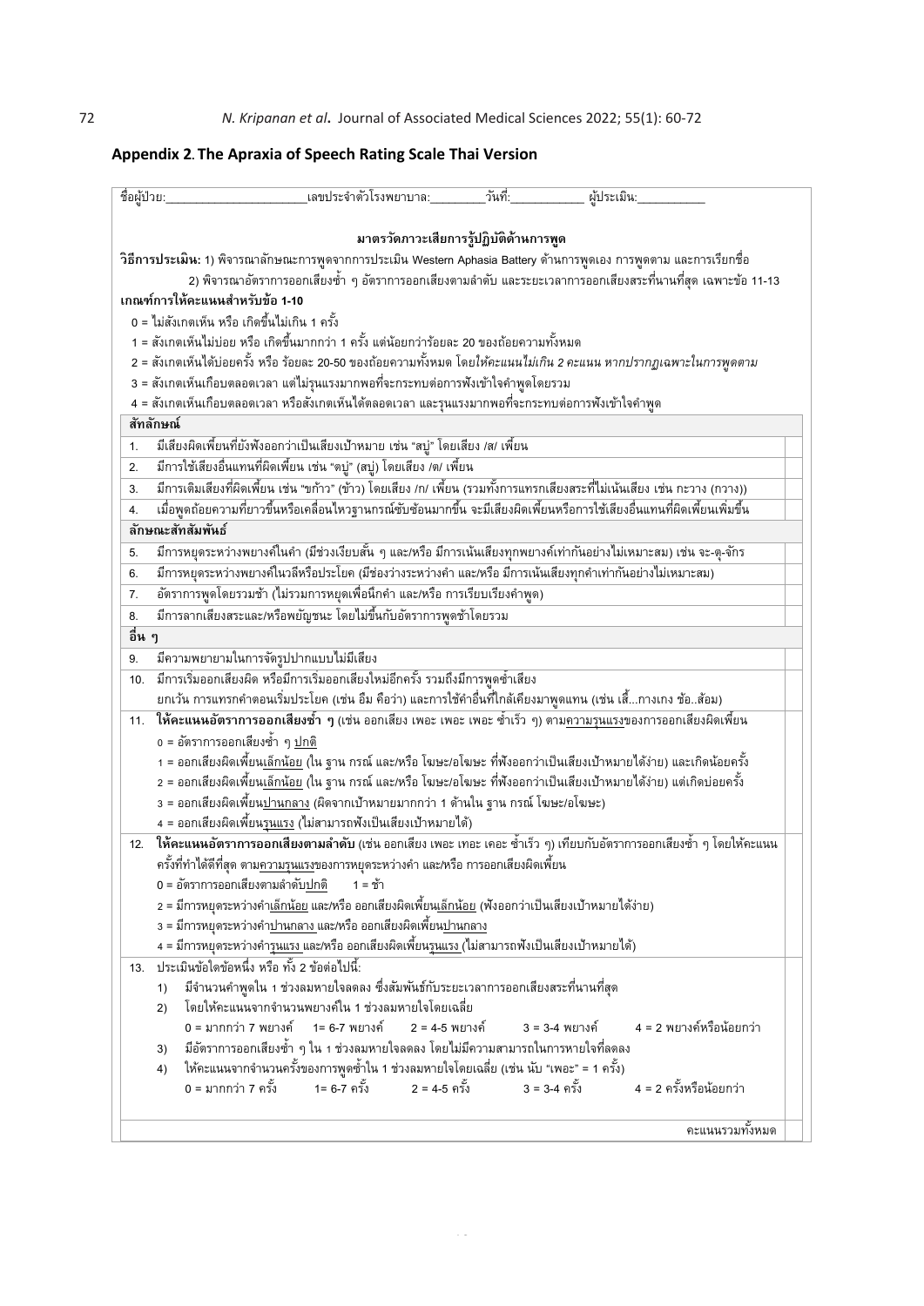## Appendix 2. The Apraxia of Speech Rating Scale Thai Version

ชื่อผู้ป่วย:______________________เลขประจำตัวโรงพยาบาล:_________วันที่:___________ ผู้ประเมิน:__________

**มาตรวัดภาวะเสียการรู้ปฏิบัติด้านการพูด**

**วิธีการประเมิน:** 1) พิจารณาลักษณะการพูดจากการประเมิน Western Aphasia Battery ด้านการพูดเอง การพูดตาม และการเรียกชื่อ

2) พิจารณาอัตราการออกเสียงซ้ำ ๆ อัตราการออกเสียงตามลำดับ และระยะเวลาการออกเสียงสระที่นานที่สุด เฉพาะข้อ 11-13

**เกณฑ์การให้คะแนนสำหรับข้อ 1-10**

0 = ไม่สังเกตเห็น หรือ เกิดขึ้นไม่เกิน 1 ครั้ง

1 = สังเกตเห็นไม่บ่อย หรือ เกิดขึ้นมากกว่า 1 ครั้ง แต่น้อยกว่าร้อยละ 20 ของถ้อยความทั้งหมด

2 = สังเกตเห็นได้บ่อยครั้ง หรือ ร้อยละ 20-50 ของถ้อยความทั้งหมด โดย*ให้คะแนนไม่เกิน 2 คะแนน หากปรากฏเฉพาะในการพูดตาม*

3 = สังเกตเห็นเกือบตลอดเวลา แต่ไม่รุนแรงมากพอที่จะกระทบต่อการฟังเข้าใจคำพูดโดยรวม

4 = สังเกตเห็นเกือบตลอดเวลา หรือสังเกตเห็นได้ตลอดเวลา และรุนแรงมากพอที่จะกระทบต่อการฟังเข้าใจคำพูด

| | | |
|---|---|---|
| **สัทลักษณ์** | | |
| 1. | มีเสียงผิดเพี้ยนที่ยังฟังออกว่าเป็นเสียงเป้าหมาย เช่น "สบู่" โดยเสียง /ส/ เพี้ยน | |
| 2. | มีการใช้เสียงอื่นแทนที่ผิดเพี้ยน เช่น "ตบู่" (สบู่) โดยเสียง /ต/ เพี้ยน | |
| 3. | มีการเติมเสียงที่ผิดเพี้ยน เช่น "ขก้าว" (ข้าว) โดยเสียง /ก/ เพี้ยน (รวมทั้งการแทรกเสียงสระที่ไม่เน้นเสียง เช่น กะวาง (กวาง)) | |
| 4. | เมื่อพูดถ้อยความที่ยาวขึ้นหรือเคลื่อนไหวฐานกรณ์ซับซ้อนมากขึ้น จะมีเสียงผิดเพี้ยนหรือการใช้เสียงอื่นแทนที่ผิดเพี้ยนเพิ่มขึ้น | |
| **ลักษณะสัทสัมพันธ์** | | |
| 5. | มีการหยุดระหว่างพยางค์ในคำ (มีช่วงเงียบสั้น ๆ และ/หรือ มีการเน้นเสียงทุกพยางค์เท่ากันอย่างไม่เหมาะสม) เช่น จะ-ตุ-จักร | |
| 6. | มีการหยุดระหว่างพยางค์ในวลีหรือประโยค (มีช่องว่างระหว่างคำ และ/หรือ มีการเน้นเสียงทุกคำเท่ากันอย่างไม่เหมาะสม) | |
| 7. | อัตราการพูดโดยรวมช้า (ไม่รวมการหยุดเพื่อนึกคำ และ/หรือ การเรียบเรียงคำพูด) | |
| 8. | มีการลากเสียงสระและ/หรือพยัญชนะ โดยไม่ขึ้นกับอัตราการพูดช้าโดยรวม | |
| **อื่น ๆ** | | |
| 9. | มีความพยายามในการจัดรูปปากแบบไม่มีเสียง | |
| 10. | มีการเริ่มออกเสียงผิด หรือมีการเริ่มออกเสียงใหม่อีกครั้ง รวมถึงมีการพูดซ้ำเสียง ยกเว้น การแทรกคำตอนเริ่มประโยค (เช่น อืม คือว่า) และการใช้คำอื่นที่ใกล้เคียงมาพูดแทน (เช่น เสื้...กางเกง ช้อ..ส้อม) | |
| 11. | **ให้คะแนนอัตราการออกเสียงซ้ำ ๆ** (เช่น ออกเสียง เพอะ เพอะ เพอะ ซ้ำเร็ว ๆ) ตาม<u>ความรุนแรง</u>ของการออกเสียงผิดเพี้ยน<br>0 = อัตราการออกเสียงซ้ำ ๆ <u>ปกติ</u><br>1 = ออกเสียงผิดเพี้ยน<u>เล็กน้อย</u> (ใน ฐาน กรณ์ และ/หรือ โฆษะ/อโฆษะ ที่ฟังออกว่าเป็นเสียงเป้าหมายได้ง่าย) และเกิดน้อยครั้ง<br>2 = ออกเสียงผิดเพี้ยน<u>เล็กน้อย</u> (ใน ฐาน กรณ์ และ/หรือ โฆษะ/อโฆษะ ที่ฟังออกว่าเป็นเสียงเป้าหมายได้ง่าย) แต่เกิดบ่อยครั้ง<br>3 = ออกเสียงผิดเพี้ยน<u>ปานกลาง</u> (ผิดจากเป้าหมายมากกว่า 1 ด้านใน ฐาน กรณ์ โฆษะ/อโฆษะ)<br>4 = ออกเสียงผิดเพี้ยน<u>รุนแรง</u> (ไม่สามารถฟังเป็นเสียงเป้าหมายได้) | |
| 12. | **ให้คะแนนอัตราการออกเสียงตามลำดับ** (เช่น ออกเสียง เพอะ เทอะ เคอะ ซ้ำเร็ว ๆ) เทียบกับอัตราการออกเสียงซ้ำ ๆ โดยให้คะแนนครั้งที่ทำได้ดีที่สุด ตาม<u>ความรุนแรง</u>ของการหยุดระหว่างคำ และ/หรือ การออกเสียงผิดเพี้ยน<br>0 = อัตราการออกเสียงตามลำดับ<u>ปกติ</u> 1 = ช้า<br>2 = มีการหยุดระหว่างคำ<u>เล็กน้อย</u> และ/หรือ ออกเสียงผิดเพี้ยน<u>เล็กน้อย</u> (ฟังออกว่าเป็นเสียงเป้าหมายได้ง่าย)<br>3 = มีการหยุดระหว่างคำ<u>ปานกลาง</u> และ/หรือ ออกเสียงผิดเพี้ยน<u>ปานกลาง</u><br>4 = มีการหยุดระหว่างคำ<u>รุนแรง</u> และ/หรือ ออกเสียงผิดเพี้ยน<u>รุนแรง</u> (ไม่สามารถฟังเป็นเสียงเป้าหมายได้) | |
| 13. | ประเมินข้อใดข้อหนึ่ง หรือ ทั้ง 2 ข้อต่อไปนี้:<br>1) มีจำนวนคำพูดใน 1 ช่วงลมหายใจลดลง ซึ่งสัมพันธ์กับระยะเวลาการออกเสียงสระที่นานที่สุด<br>2) โดยให้คะแนนจากจำนวนพยางค์ใน 1 ช่วงลมหายใจโดยเฉลี่ย<br>0 = มากกว่า 7 พยางค์ 1= 6-7 พยางค์ 2 = 4-5 พยางค์ 3 = 3-4 พยางค์ 4 = 2 พยางค์หรือน้อยกว่า<br>3) มีอัตราการออกเสียงซ้ำ ๆ ใน 1 ช่วงลมหายใจลดลง โดยไม่มีความสามารถในการหายใจที่ลดลง<br>4) ให้คะแนนจากจำนวนครั้งของการพูดซ้ำใน 1 ช่วงลมหายใจโดยเฉลี่ย (เช่น นับ "เพอะ" = 1 ครั้ง)<br>0 = มากกว่า 7 ครั้ง 1= 6-7 ครั้ง 2 = 4-5 ครั้ง 3 = 3-4 ครั้ง 4 = 2 ครั้งหรือน้อยกว่า | |
| | คะแนนรวมทั้งหมด | |